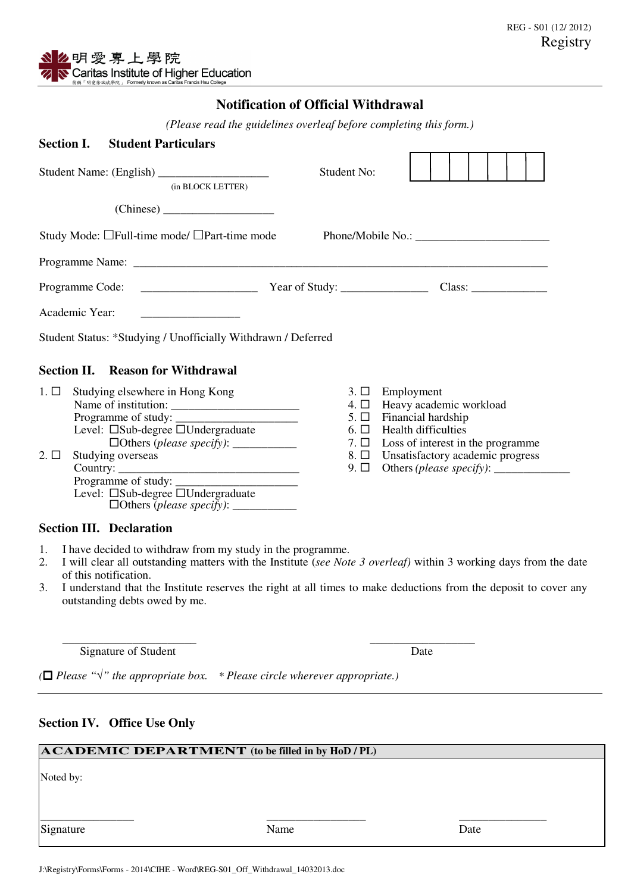REG - S01 (12/ 2012)

Registry

明愛專上學院
Caritas Institute of Higher Education
前稱「明愛徐誠斌學院」 Formerly known as Caritas Francis Hsu College

# Notification of Official Withdrawal

*(Please read the guidelines overleaf before completing this form.)*

## Section I. Student Particulars

Student Name: (English) ___________________ (in BLOCK LETTER)    Student No: | | | | | | | | |

(Chinese) ___________________

Study Mode: ☐Full-time mode/ ☐Part-time mode    Phone/Mobile No.: _______________________

Programme Name: ________________________________________________________________________

Programme Code: ____________________ Year of Study: _______________ Class: _____________

Academic Year: _________________

Student Status: *Studying / Unofficially Withdrawn / Deferred

## Section II. Reason for Withdrawal

1. ☐ Studying elsewhere in Hong Kong
   Name of institution: ______________________
   Programme of study: ______________________
   Level: ☐Sub-degree ☐Undergraduate
   ☐Others *(please specify)*: ___________
2. ☐ Studying overseas
   Country: _________________________________
   Programme of study: ______________________
   Level: ☐Sub-degree ☐Undergraduate
   ☐Others *(please specify)*: ___________
3. ☐ Employment
4. ☐ Heavy academic workload
5. ☐ Financial hardship
6. ☐ Health difficulties
7. ☐ Loss of interest in the programme
8. ☐ Unsatisfactory academic progress
9. ☐ Others *(please specify)*: _____________

## Section III. Declaration

1. I have decided to withdraw from my study in the programme.
2. I will clear all outstanding matters with the Institute (*see Note 3 overleaf)* within 3 working days from the date of this notification.
3. I understand that the Institute reserves the right at all times to make deductions from the deposit to cover any outstanding debts owed by me.

_______________________    ___________________

Signature of Student    Date

(☐ *Please "√" the appropriate box.*   * *Please circle wherever appropriate.)*

## Section IV. Office Use Only

| ACADEMIC DEPARTMENT (to be filled in by HoD / PL) | | |
|---|---|---|
| Noted by: | | |
| ________________ Signature | _________________ Name | _______________ Date |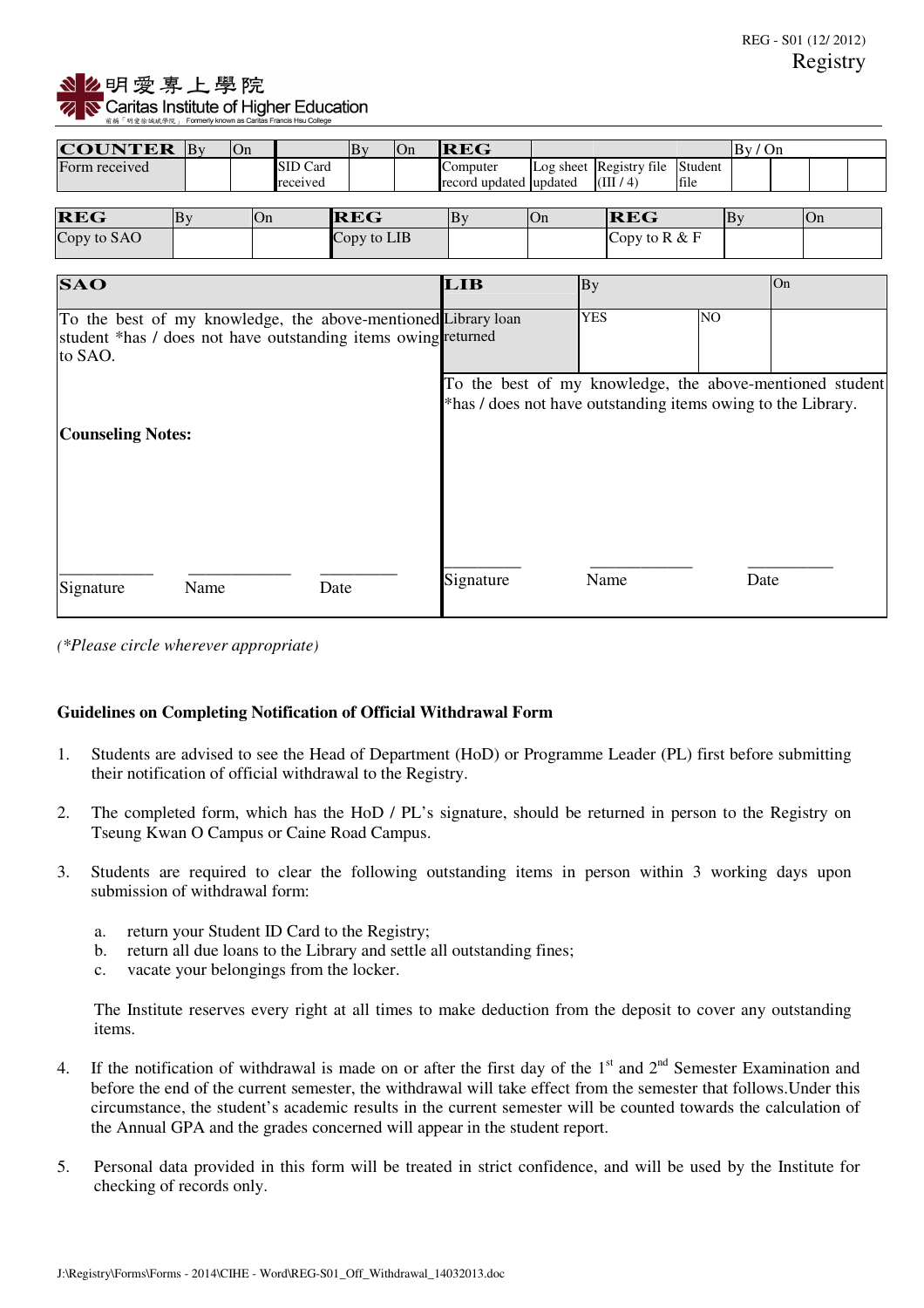REG - S01 (12/ 2012)

Registry

明愛專上學院
Caritas Institute of Higher Education
前稱「明愛徐誠斌學院」 Formerly known as Caritas Francis Hsu College

| COUNTER | By | On | | By | On | REG | | | | By / On | | | |
|---|---|---|---|---|---|---|---|---|---|---|---|---|---|
| Form received | | | SID Card received | | | Computer record updated | Log sheet updated | Registry file (III / 4) | Student file | | | | |

| REG | By | On | REG | By | On | REG | By | On |
|---|---|---|---|---|---|---|---|---|
| Copy to SAO | | | Copy to LIB | | | Copy to R & F | | |

| SAO | LIB | By | | On |
|---|---|---|---|---|
| To the best of my knowledge, the above-mentioned student *has / does not have outstanding items owing to SAO. | Library loan returned | YES | NO | |
| | To the best of my knowledge, the above-mentioned student *has / does not have outstanding items owing to the Library. | | | |
| **Counseling Notes:** | | | | |
| Signature ________ Name ________ Date ________ | Signature ________ | Name ________ | | Date ________ |

*(\*Please circle wherever appropriate)*

**Guidelines on Completing Notification of Official Withdrawal Form**

1. Students are advised to see the Head of Department (HoD) or Programme Leader (PL) first before submitting their notification of official withdrawal to the Registry.

2. The completed form, which has the HoD / PL's signature, should be returned in person to the Registry on Tseung Kwan O Campus or Caine Road Campus.

3. Students are required to clear the following outstanding items in person within 3 working days upon submission of withdrawal form:

   a. return your Student ID Card to the Registry;
   b. return all due loans to the Library and settle all outstanding fines;
   c. vacate your belongings from the locker.

   The Institute reserves every right at all times to make deduction from the deposit to cover any outstanding items.

4. If the notification of withdrawal is made on or after the first day of the 1st and 2nd Semester Examination and before the end of the current semester, the withdrawal will take effect from the semester that follows.Under this circumstance, the student's academic results in the current semester will be counted towards the calculation of the Annual GPA and the grades concerned will appear in the student report.

5. Personal data provided in this form will be treated in strict confidence, and will be used by the Institute for checking of records only.

J:\Registry\Forms\Forms - 2014\CIHE - Word\REG-S01_Off_Withdrawal_14032013.doc